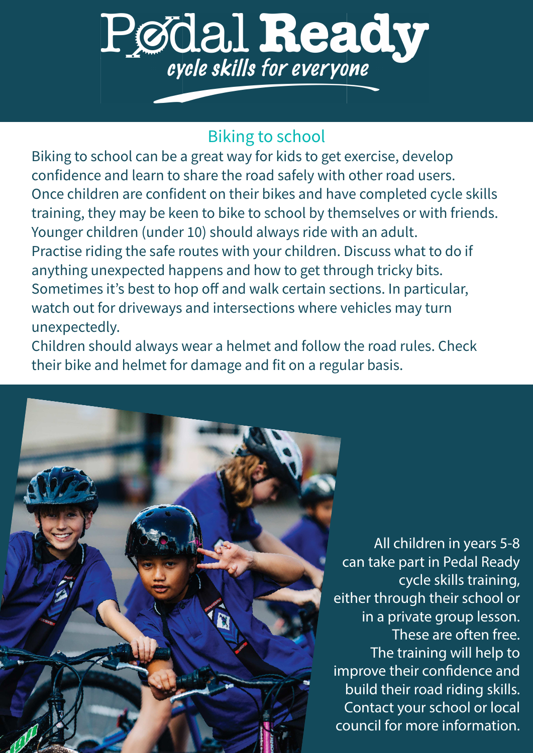# Pedal Ready

*cycle skills for everyone*

## Biking to school

Biking to school can be a great way for kids to get exercise, develop confidence and learn to share the road safely with other road users.

Once children are confident on their bikes and have completed cycle skills training, they may be keen to bike to school by themselves or with friends. Younger children (under 10) should always ride with an adult.

Practise riding the safe routes with your children. Discuss what to do if anything unexpected happens and how to get through tricky bits. Sometimes it's best to hop off and walk certain sections. In particular, watch out for driveways and intersections where vehicles may turn unexpectedly.

Children should always wear a helmet and follow the road rules. Check their bike and helmet for damage and fit on a regular basis.

All children in years 5-8 can take part in Pedal Ready cycle skills training, either through their school or in a private group lesson. These are often free. The training will help to improve their confidence and build their road riding skills. Contact your school or local council for more information.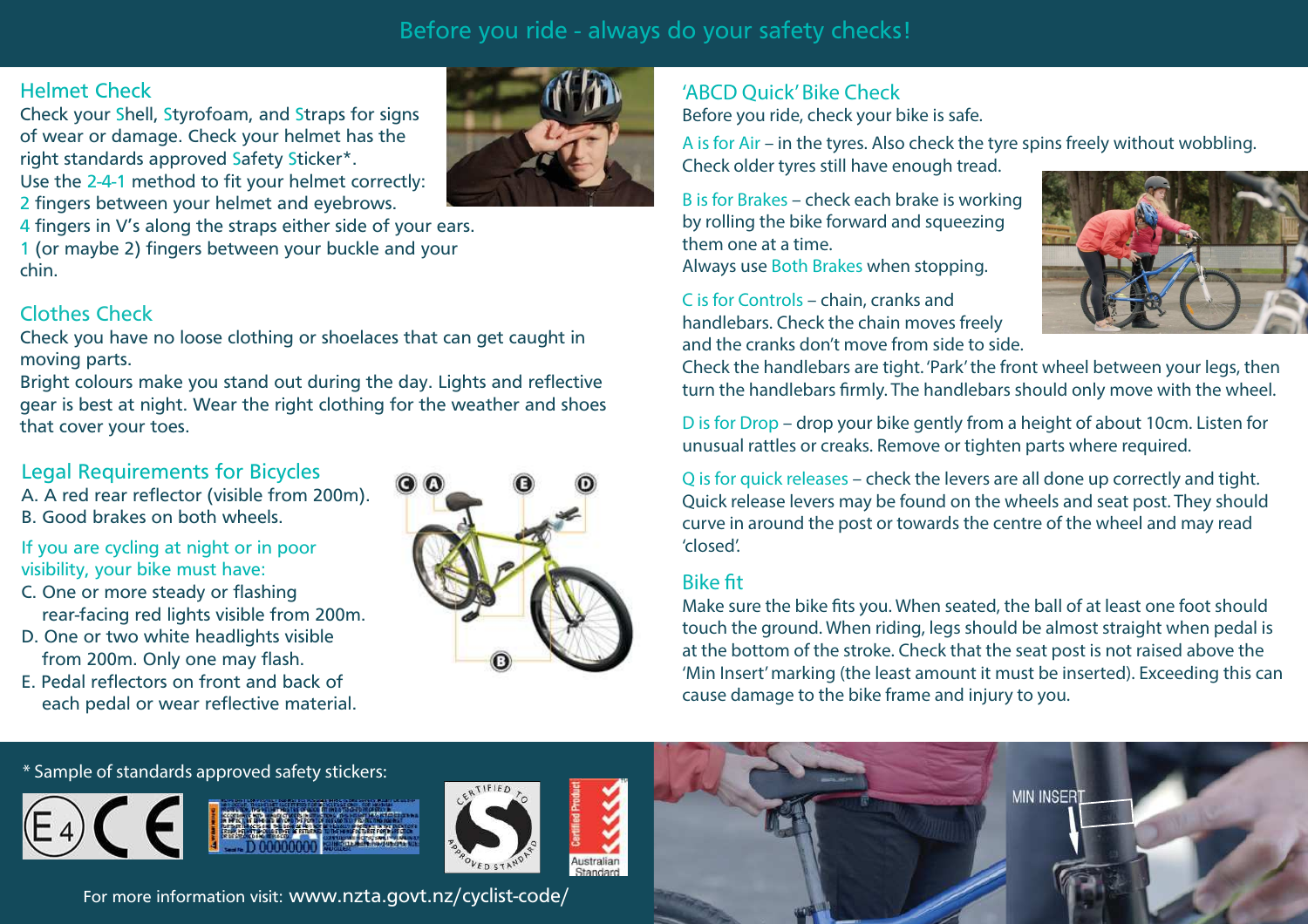# Before you ride - always do your safety checks!

## Helmet Check

Check your Shell, Styrofoam, and Straps for signs of wear or damage. Check your helmet has the right standards approved Safety Sticker*.

Use the 2-4-1 method to fit your helmet correctly:

2 fingers between your helmet and eyebrows.

4 fingers in V's along the straps either side of your ears.

1 (or maybe 2) fingers between your buckle and your chin.

## Clothes Check

Check you have no loose clothing or shoelaces that can get caught in moving parts.

Bright colours make you stand out during the day. Lights and reflective gear is best at night. Wear the right clothing for the weather and shoes that cover your toes.

## Legal Requirements for Bicycles

A. A red rear reflector (visible from 200m).
B. Good brakes on both wheels.

If you are cycling at night or in poor visibility, your bike must have:

C. One or more steady or flashing rear-facing red lights visible from 200m.
D. One or two white headlights visible from 200m. Only one may flash.
E. Pedal reflectors on front and back of each pedal or wear reflective material.

## 'ABCD Quick' Bike Check

Before you ride, check your bike is safe.

A is for Air – in the tyres. Also check the tyre spins freely without wobbling. Check older tyres still have enough tread.

B is for Brakes – check each brake is working by rolling the bike forward and squeezing them one at a time.
Always use Both Brakes when stopping.

C is for Controls – chain, cranks and handlebars. Check the chain moves freely and the cranks don't move from side to side.
Check the handlebars are tight. 'Park' the front wheel between your legs, then turn the handlebars firmly. The handlebars should only move with the wheel.

D is for Drop – drop your bike gently from a height of about 10cm. Listen for unusual rattles or creaks. Remove or tighten parts where required.

Q is for quick releases – check the levers are all done up correctly and tight. Quick release levers may be found on the wheels and seat post. They should curve in around the post or towards the centre of the wheel and may read 'closed'.

## Bike fit

Make sure the bike fits you. When seated, the ball of at least one foot should touch the ground. When riding, legs should be almost straight when pedal is at the bottom of the stroke. Check that the seat post is not raised above the 'Min Insert' marking (the least amount it must be inserted). Exceeding this can cause damage to the bike frame and injury to you.

* Sample of standards approved safety stickers:

For more information visit: www.nzta.govt.nz/cyclist-code/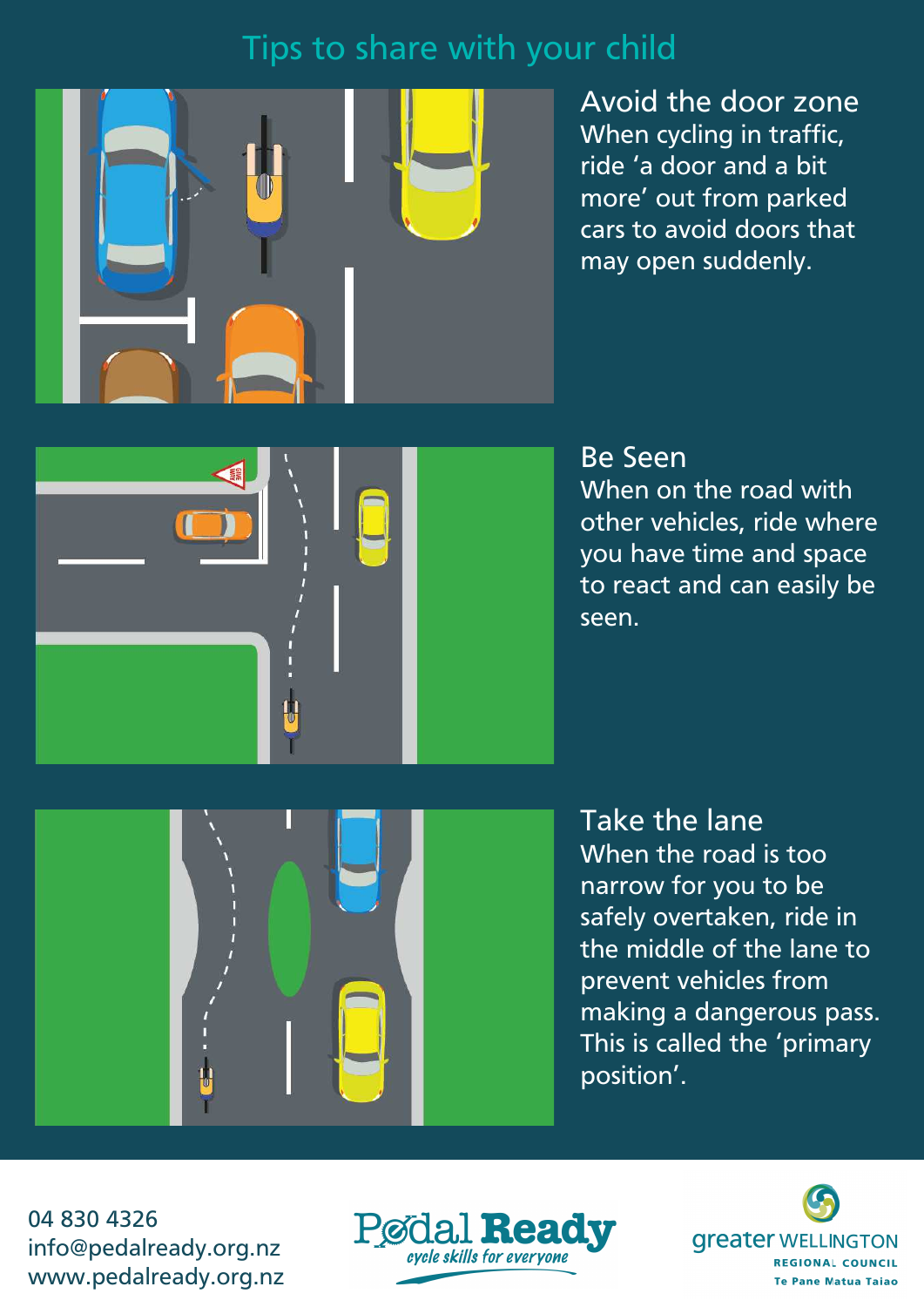# Tips to share with your child

## Avoid the door zone

When cycling in traffic, ride 'a door and a bit more' out from parked cars to avoid doors that may open suddenly.

## Be Seen

When on the road with other vehicles, ride where you have time and space to react and can easily be seen.

## Take the lane

When the road is too narrow for you to be safely overtaken, ride in the middle of the lane to prevent vehicles from making a dangerous pass. This is called the 'primary position'.

04 830 4326
info@pedalready.org.nz
www.pedalready.org.nz

Pedal Ready
cycle skills for everyone

greater WELLINGTON
REGIONAL COUNCIL
Te Pane Matua Taiao